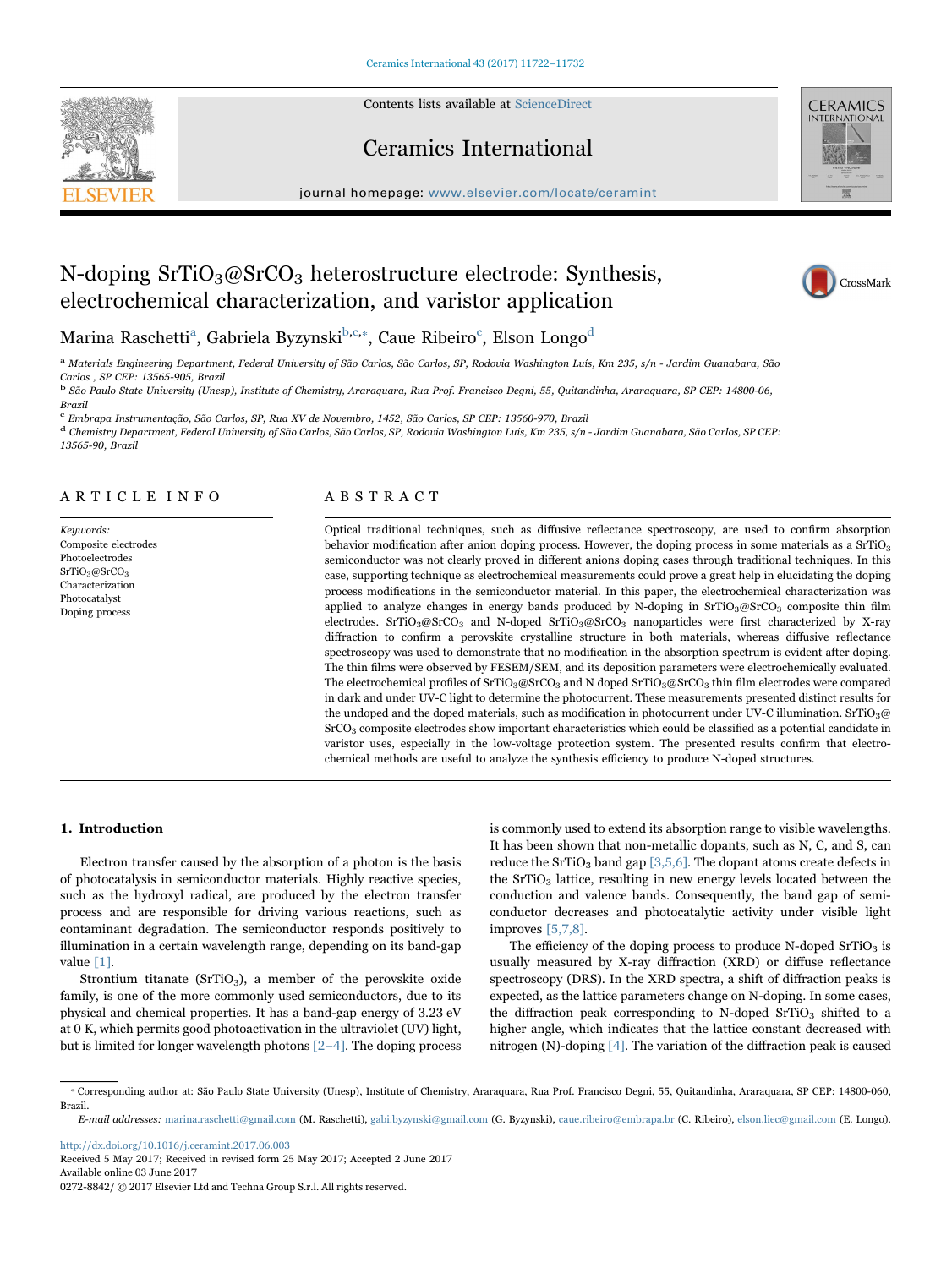# N-doping $SrTiO_3@SrCO_3$ heterostructure electrode: Synthesis, electrochemical characterization, and varistor application

Marina Raschetti[a], Gabriela Byzynski[b,c,*], Caue Ribeiro[c], Elson Longo[d]

[a] Materials Engineering Department, Federal University of São Carlos, São Carlos, SP, Rodovia Washington Luís, Km 235, s/n - Jardim Guanabara, São Carlos , SP CEP: 13565-905, Brazil

[b] São Paulo State University (Unesp), Institute of Chemistry, Araraquara, Rua Prof. Francisco Degni, 55, Quitandinha, Araraquara, SP CEP: 14800-06, Brazil

[c] Embrapa Instrumentação, São Carlos, SP, Rua XV de Novembro, 1452, São Carlos, SP CEP: 13560-970, Brazil

[d] Chemistry Department, Federal University of São Carlos, São Carlos, SP, Rodovia Washington Luís, Km 235, s/n - Jardim Guanabara, São Carlos, SP CEP: 13565-90, Brazil

## ARTICLE INFO

*Keywords:*
Composite electrodes
Photoelectrodes
$SrTiO_3@SrCO_3$
Characterization
Photocatalyst
Doping process

## ABSTRACT

Optical traditional techniques, such as diffusive reflectance spectroscopy, are used to confirm absorption behavior modification after anion doping process. However, the doping process in some materials as a $SrTiO_3$ semiconductor was not clearly proved in different anions doping cases through traditional techniques. In this case, supporting technique as electrochemical measurements could prove a great help in elucidating the doping process modifications in the semiconductor material. In this paper, the electrochemical characterization was applied to analyze changes in energy bands produced by N-doping in $SrTiO_3@SrCO_3$ composite thin film electrodes. $SrTiO_3@SrCO_3$ and N-doped $SrTiO_3@SrCO_3$ nanoparticles were first characterized by X-ray diffraction to confirm a perovskite crystalline structure in both materials, whereas diffusive reflectance spectroscopy was used to demonstrate that no modification in the absorption spectrum is evident after doping. The thin films were observed by FESEM/SEM, and its deposition parameters were electrochemically evaluated. The electrochemical profiles of $SrTiO_3@SrCO_3$ and N doped $SrTiO_3@SrCO_3$ thin film electrodes were compared in dark and under UV-C light to determine the photocurrent. These measurements presented distinct results for the undoped and the doped materials, such as modification in photocurrent under UV-C illumination. $SrTiO_3@SrCO_3$ composite electrodes show important characteristics which could be classified as a potential candidate in varistor uses, especially in the low-voltage protection system. The presented results confirm that electrochemical methods are useful to analyze the synthesis efficiency to produce N-doped structures.

## 1. Introduction

Electron transfer caused by the absorption of a photon is the basis of photocatalysis in semiconductor materials. Highly reactive species, such as the hydroxyl radical, are produced by the electron transfer process and are responsible for driving various reactions, such as contaminant degradation. The semiconductor responds positively to illumination in a certain wavelength range, depending on its band-gap value [1].

Strontium titanate ($SrTiO_3$), a member of the perovskite oxide family, is one of the more commonly used semiconductors, due to its physical and chemical properties. It has a band-gap energy of 3.23 eV at 0 K, which permits good photoactivation in the ultraviolet (UV) light, but is limited for longer wavelength photons [2–4]. The doping process is commonly used to extend its absorption range to visible wavelengths. It has been shown that non-metallic dopants, such as N, C, and S, can reduce the $SrTiO_3$ band gap [3,5,6]. The dopant atoms create defects in the $SrTiO_3$ lattice, resulting in new energy levels located between the conduction and valence bands. Consequently, the band gap of semiconductor decreases and photocatalytic activity under visible light improves [5,7,8].

The efficiency of the doping process to produce N-doped $SrTiO_3$ is usually measured by X-ray diffraction (XRD) or diffuse reflectance spectroscopy (DRS). In the XRD spectra, a shift of diffraction peaks is expected, as the lattice parameters change on N-doping. In some cases, the diffraction peak corresponding to N-doped $SrTiO_3$ shifted to a higher angle, which indicates that the lattice constant decreased with nitrogen (N)-doping [4]. The variation of the diffraction peak is caused

* Corresponding author at: São Paulo State University (Unesp), Institute of Chemistry, Araraquara, Rua Prof. Francisco Degni, 55, Quitandinha, Araraquara, SP CEP: 14800-060, Brazil.

*E-mail addresses:* marina.raschetti@gmail.com (M. Raschetti), gabi.byzynski@gmail.com (G. Byzynski), caue.ribeiro@embrapa.br (C. Ribeiro), elson.liec@gmail.com (E. Longo).

http://dx.doi.org/10.1016/j.ceramint.2017.06.003
Received 5 May 2017; Received in revised form 25 May 2017; Accepted 2 June 2017
Available online 03 June 2017
0272-8842/ © 2017 Elsevier Ltd and Techna Group S.r.l. All rights reserved.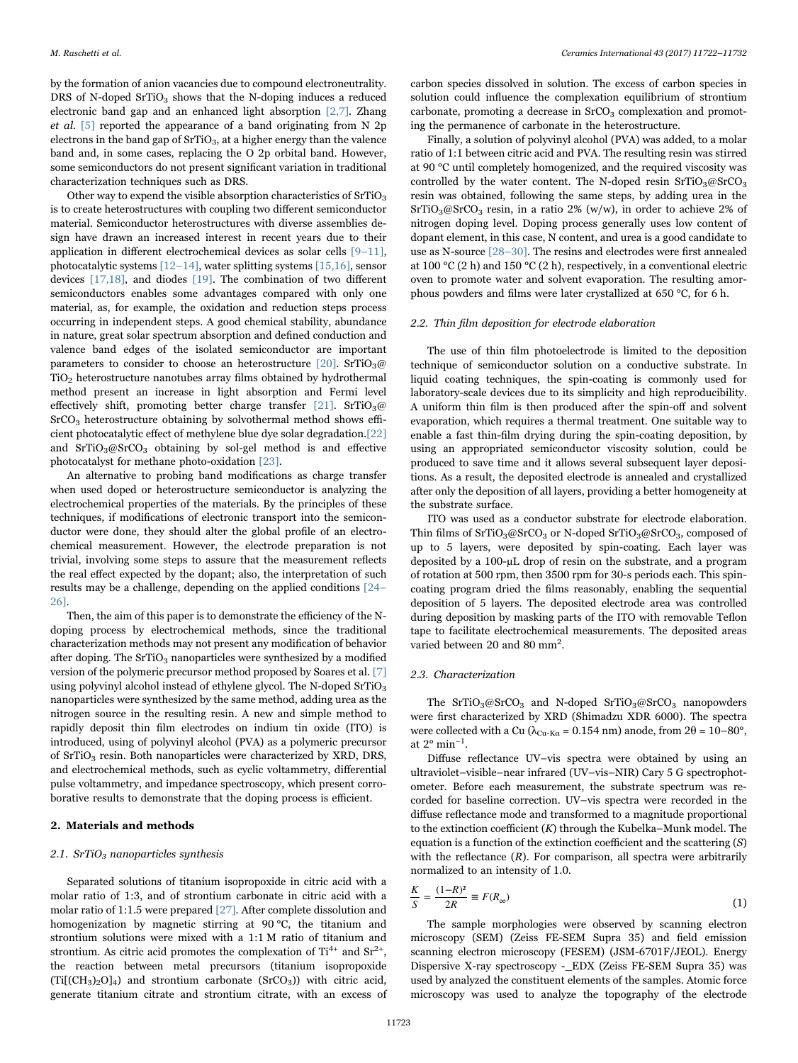by the formation of anion vacancies due to compound electroneutrality. DRS of N-doped $SrTiO_3$ shows that the N-doping induces a reduced electronic band gap and an enhanced light absorption [2,7]. Zhang *et al.* [5] reported the appearance of a band originating from N 2p electrons in the band gap of $SrTiO_3$, at a higher energy than the valence band and, in some cases, replacing the O 2p orbital band. However, some semiconductors do not present significant variation in traditional characterization techniques such as DRS.

Other way to expend the visible absorption characteristics of $SrTiO_3$ is to create heterostructures with coupling two different semiconductor material. Semiconductor heterostructures with diverse assemblies design have drawn an increased interest in recent years due to their application in different electrochemical devices as solar cells [9–11], photocatalytic systems [12–14], water splitting systems [15,16], sensor devices [17,18], and diodes [19]. The combination of two different semiconductors enables some advantages compared with only one material, as, for example, the oxidation and reduction steps process occurring in independent steps. A good chemical stability, abundance in nature, great solar spectrum absorption and defined conduction and valence band edges of the isolated semiconductor are important parameters to consider to choose an heterostructure [20]. $SrTiO_3$@$TiO_2$ heterostructure nanotubes array films obtained by hydrothermal method present an increase in light absorption and Fermi level effectively shift, promoting better charge transfer [21]. $SrTiO_3$@$SrCO_3$ heterostructure obtaining by solvothermal method shows efficient photocatalytic effect of methylene blue dye solar degradation.[22] and $SrTiO_3$@$SrCO_3$ obtaining by sol-gel method is and effective photocatalyst for methane photo-oxidation [23].

An alternative to probing band modifications as charge transfer when used doped or heterostructure semiconductor is analyzing the electrochemical properties of the materials. By the principles of these techniques, if modifications of electronic transport into the semiconductor were done, they should alter the global profile of an electrochemical measurement. However, the electrode preparation is not trivial, involving some steps to assure that the measurement reflects the real effect expected by the dopant; also, the interpretation of such results may be a challenge, depending on the applied conditions [24–26].

Then, the aim of this paper is to demonstrate the efficiency of the N-doping process by electrochemical methods, since the traditional characterization methods may not present any modification of behavior after doping. The $SrTiO_3$ nanoparticles were synthesized by a modified version of the polymeric precursor method proposed by Soares et al. [7] using polyvinyl alcohol instead of ethylene glycol. The N-doped $SrTiO_3$ nanoparticles were synthesized by the same method, adding urea as the nitrogen source in the resulting resin. A new and simple method to rapidly deposit thin film electrodes on indium tin oxide (ITO) is introduced, using of polyvinyl alcohol (PVA) as a polymeric precursor of $SrTiO_3$ resin. Both nanoparticles were characterized by XRD, DRS, and electrochemical methods, such as cyclic voltammetry, differential pulse voltammetry, and impedance spectroscopy, which present corroborative results to demonstrate that the doping process is efficient.

## 2. Materials and methods

### 2.1. $SrTiO_3$ nanoparticles synthesis

Separated solutions of titanium isopropoxide in citric acid with a molar ratio of 1:3, and of strontium carbonate in citric acid with a molar ratio of 1:1.5 were prepared [27]. After complete dissolution and homogenization by magnetic stirring at 90 °C, the titanium and strontium solutions were mixed with a 1:1 M ratio of titanium and strontium. As citric acid promotes the complexation of $Ti^{4+}$ and $Sr^{2+}$, the reaction between metal precursors (titanium isopropoxide ($Ti[(CH_3)_2O]_4$) and strontium carbonate ($SrCO_3$)) with citric acid, generate titanium citrate and strontium citrate, with an excess of carbon species dissolved in solution. The excess of carbon species in solution could influence the complexation equilibrium of strontium carbonate, promoting a decrease in $SrCO_3$ complexation and promoting the permanence of carbonate in the heterostructure.

Finally, a solution of polyvinyl alcohol (PVA) was added, to a molar ratio of 1:1 between citric acid and PVA. The resulting resin was stirred at 90 °C until completely homogenized, and the required viscosity was controlled by the water content. The N-doped resin $SrTiO_3$@$SrCO_3$ resin was obtained, following the same steps, by adding urea in the $SrTiO_3$@$SrCO_3$ resin, in a ratio 2% (w/w), in order to achieve 2% of nitrogen doping level. Doping process generally uses low content of dopant element, in this case, N content, and urea is a good candidate to use as N-source [28–30]. The resins and electrodes were first annealed at 100 °C (2 h) and 150 °C (2 h), respectively, in a conventional electric oven to promote water and solvent evaporation. The resulting amorphous powders and films were later crystallized at 650 °C, for 6 h.

### 2.2. Thin film deposition for electrode elaboration

The use of thin film photoelectrode is limited to the deposition technique of semiconductor solution on a conductive substrate. In liquid coating techniques, the spin-coating is commonly used for laboratory-scale devices due to its simplicity and high reproducibility. A uniform thin film is then produced after the spin-off and solvent evaporation, which requires a thermal treatment. One suitable way to enable a fast thin-film drying during the spin-coating deposition, by using an appropriated semiconductor viscosity solution, could be produced to save time and it allows several subsequent layer depositions. As a result, the deposited electrode is annealed and crystallized after only the deposition of all layers, providing a better homogeneity at the substrate surface.

ITO was used as a conductor substrate for electrode elaboration. Thin films of $SrTiO_3$@$SrCO_3$ or N-doped $SrTiO_3$@$SrCO_3$, composed of up to 5 layers, were deposited by spin-coating. Each layer was deposited by a 100-µL drop of resin on the substrate, and a program of rotation at 500 rpm, then 3500 rpm for 30-s periods each. This spin-coating program dried the films reasonably, enabling the sequential deposition of 5 layers. The deposited electrode area was controlled during deposition by masking parts of the ITO with removable Teflon tape to facilitate electrochemical measurements. The deposited areas varied between 20 and 80 mm$^2$.

### 2.3. Characterization

The $SrTiO_3$@$SrCO_3$ and N-doped $SrTiO_3$@$SrCO_3$ nanopowders were first characterized by XRD (Shimadzu XDR 6000). The spectra were collected with a Cu ($\lambda_{Cu-K\alpha}$ = 0.154 nm) anode, from 2θ = 10–80°, at 2° min$^{-1}$.

Diffuse reflectance UV–vis spectra were obtained by using an ultraviolet–visible–near infrared (UV–vis–NIR) Cary 5 G spectrophotometer. Before each measurement, the substrate spectrum was recorded for baseline correction. UV–vis spectra were recorded in the diffuse reflectance mode and transformed to a magnitude proportional to the extinction coefficient ($K$) through the Kubelka–Munk model. The equation is a function of the extinction coefficient and the scattering ($S$) with the reflectance ($R$). For comparison, all spectra were arbitrarily normalized to an intensity of 1.0.

$$\frac{K}{S} = \frac{(1-R)^2}{2R} \equiv F(R_\infty) \tag{1}$$

The sample morphologies were observed by scanning electron microscopy (SEM) (Zeiss FE-SEM Supra 35) and field emission scanning electron microscopy (FESEM) (JSM-6701F/JEOL). Energy Dispersive X-ray spectroscopy -_EDX (Zeiss FE-SEM Supra 35) was used by analyzed the constituent elements of the samples. Atomic force microscopy was used to analyze the topography of the electrode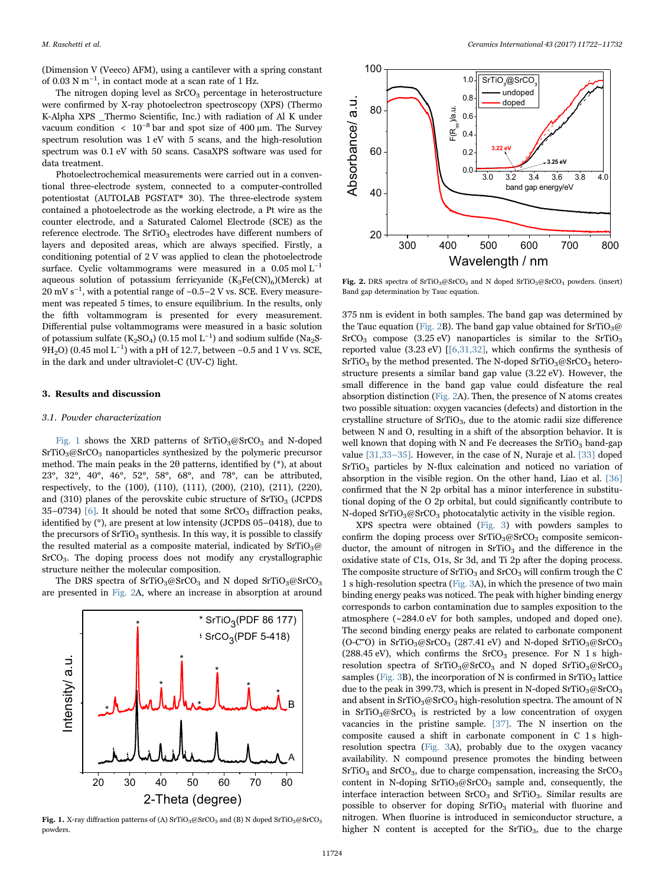(Dimension V (Veeco) AFM), using a cantilever with a spring constant of 0.03 N $m^{-1}$, in contact mode at a scan rate of 1 Hz.

The nitrogen doping level as $SrCO_3$ percentage in heterostructure were confirmed by X-ray photoelectron spectroscopy (XPS) (Thermo K-Alpha XPS _Thermo Scientific, Inc.) with radiation of Al K under vacuum condition < $10^{-8}$ bar and spot size of 400 µm. The Survey spectrum resolution was 1 eV with 5 scans, and the high-resolution spectrum was 0.1 eV with 50 scans. CasaXPS software was used for data treatment.

Photoelectrochemical measurements were carried out in a conventional three-electrode system, connected to a computer-controlled potentiostat (AUTOLAB PGSTAT® 30). The three-electrode system contained a photoelectrode as the working electrode, a Pt wire as the counter electrode, and a Saturated Calomel Electrode (SCE) as the reference electrode. The $SrTiO_3$ electrodes have different numbers of layers and deposited areas, which are always specified. Firstly, a conditioning potential of 2 V was applied to clean the photoelectrode surface. Cyclic voltammograms were measured in a 0.05 mol $L^{-1}$ aqueous solution of potassium ferricyanide ($K_3Fe(CN)_6$)(Merck) at 20 mV $s^{-1}$, with a potential range of −0.5–2 V vs. SCE. Every measurement was repeated 5 times, to ensure equilibrium. In the results, only the fifth voltammogram is presented for every measurement. Differential pulse voltammograms were measured in a basic solution of potassium sulfate ($K_2SO_4$) (0.15 mol $L^{-1}$) and sodium sulfide ($Na_2S\cdot9H_2O$) (0.45 mol $L^{-1}$) with a pH of 12.7, between −0.5 and 1 V vs. SCE, in the dark and under ultraviolet-C (UV-C) light.

## 3. Results and discussion

### 3.1. Powder characterization

Fig. 1 shows the XRD patterns of $SrTiO_3$@$SrCO_3$ and N-doped $SrTiO_3$@$SrCO_3$ nanoparticles synthesized by the polymeric precursor method. The main peaks in the 2θ patterns, identified by (*), at about 23°, 32°, 40°, 46°, 52°, 58°, 68°, and 78°, can be attributed, respectively, to the (100), (110), (111), (200), (210), (211), (220), and (310) planes of the perovskite cubic structure of $SrTiO_3$ (JCPDS 35–0734) [6]. It should be noted that some $SrCO_3$ diffraction peaks, identified by (°), are present at low intensity (JCPDS 05–0418), due to the precursors of $SrTiO_3$ synthesis. In this way, it is possible to classify the resulted material as a composite material, indicated by $SrTiO_3$@$SrCO_3$. The doping process does not modify any crystallographic structure neither the molecular composition.

The DRS spectra of $SrTiO_3$@$SrCO_3$ and N doped $SrTiO_3$@$SrCO_3$ are presented in Fig. 2A, where an increase in absorption at around

Fig. 1. X-ray diffraction patterns of (A) $SrTiO_3$@$SrCO_3$ and (B) N doped $SrTiO_3$@$SrCO_3$ powders.

Fig. 2. DRS spectra of $SrTiO_3$@$SrCO_3$ and N doped $SrTiO_3$@$SrCO_3$ powders. (insert) Band gap determination by Tauc equation.

375 nm is evident in both samples. The band gap was determined by the Tauc equation (Fig. 2B). The band gap value obtained for $SrTiO_3$@$SrCO_3$ compose (3.25 eV) nanoparticles is similar to the $SrTiO_3$ reported value (3.23 eV) [[6,31,32], which confirms the synthesis of $SrTiO_3$ by the method presented. The N-doped $SrTiO_3$@$SrCO_3$ heterostructure presents a similar band gap value (3.22 eV). However, the small difference in the band gap value could disfeature the real absorption distinction (Fig. 2A). Then, the presence of N atoms creates two possible situation: oxygen vacancies (defects) and distortion in the crystalline structure of $SrTiO_3$, due to the atomic radii size difference between N and O, resulting in a shift of the absorption behavior. It is well known that doping with N and Fe decreases the $SrTiO_3$ band-gap value [31,33–35]. However, in the case of N, Nuraje et al. [33] doped $SrTiO_3$ particles by N-flux calcination and noticed no variation of absorption in the visible region. On the other hand, Liao et al. [36] confirmed that the N 2p orbital has a minor interference in substitutional doping of the O 2p orbital, but could significantly contribute to N-doped $SrTiO_3$@$SrCO_3$ photocatalytic activity in the visible region.

XPS spectra were obtained (Fig. 3) with powders samples to confirm the doping process over $SrTiO_3$@$SrCO_3$ composite semiconductor, the amount of nitrogen in $SrTiO_3$ and the difference in the oxidative state of C1s, O1s, Sr 3d, and Ti 2p after the doping process. The composite structure of $SrTiO_3$ and $SrCO_3$ will confirm trough the C 1 s high-resolution spectra (Fig. 3A), in which the presence of two main binding energy peaks was noticed. The peak with higher binding energy corresponds to carbon contamination due to samples exposition to the atmosphere (~284.0 eV for both samples, undoped and doped one). The second binding energy peaks are related to carbonate component (O-C=O) in $SrTiO_3$@$SrCO_3$ (287.41 eV) and N-doped $SrTiO_3$@$SrCO_3$ (288.45 eV), which confirms the $SrCO_3$ presence. For N 1 s high-resolution spectra of $SrTiO_3$@$SrCO_3$ and N doped $SrTiO_3$@$SrCO_3$ samples (Fig. 3B), the incorporation of N is confirmed in $SrTiO_3$ lattice due to the peak in 399.73, which is present in N-doped $SrTiO_3$@$SrCO_3$ and absent in $SrTiO_3$@$SrCO_3$ high-resolution spectra. The amount of N in $SrTiO_3$@$SrCO_3$ is restricted by a low concentration of oxygen vacancies in the pristine sample. [37]. The N insertion on the composite caused a shift in carbonate component in C 1 s high-resolution spectra (Fig. 3A), probably due to the oxygen vacancy availability. N compound presence promotes the binding between $SrTiO_3$ and $SrCO_3$, due to charge compensation, increasing the $SrCO_3$ content in N-doping $SrTiO_3$@$SrCO_3$ sample and, consequently, the interface interaction between $SrCO_3$ and $SrTiO_3$. Similar results are possible to observer for doping $SrTiO_3$ material with fluorine and nitrogen. When fluorine is introduced in semiconductor structure, a higher N content is accepted for the $SrTiO_3$, due to the charge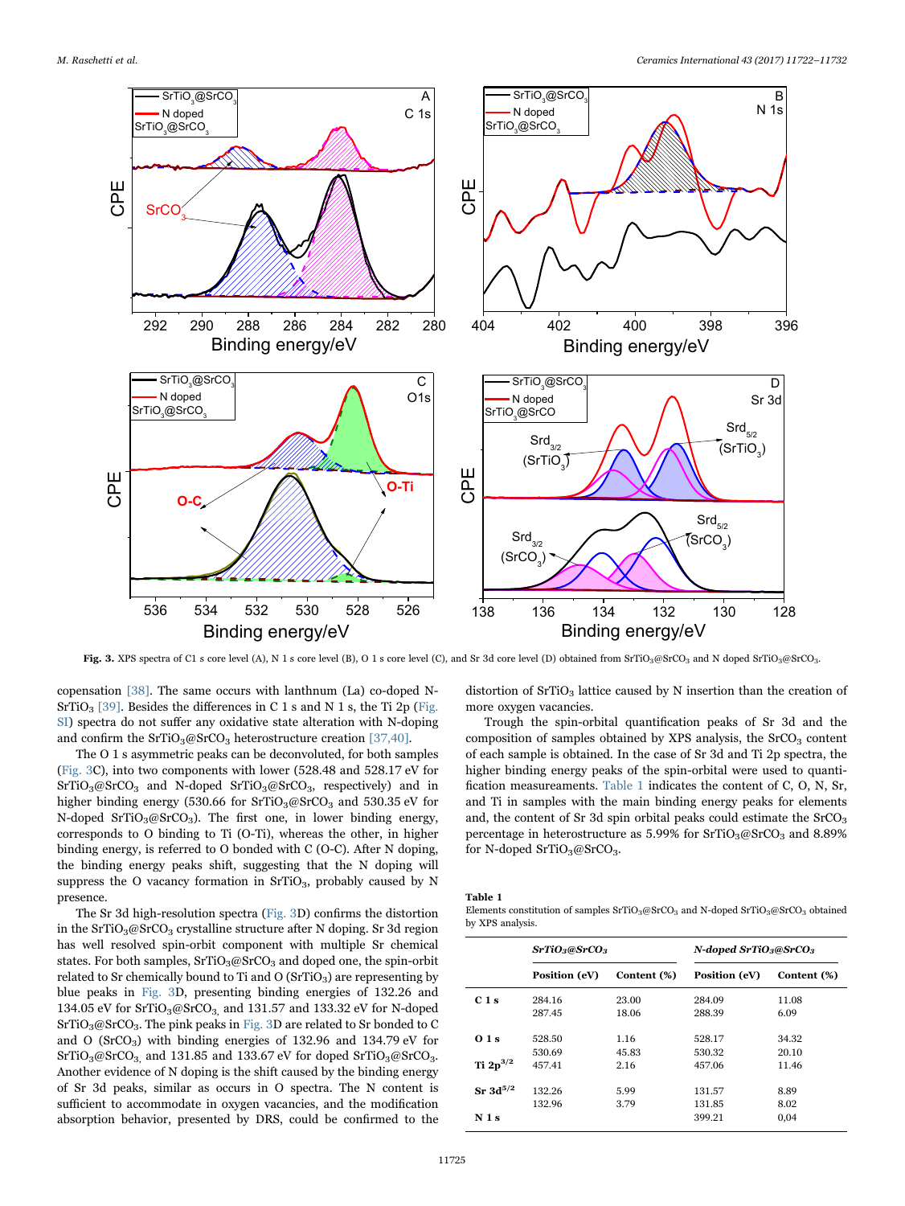Fig. 3. XPS spectra of C1 s core level (A), N 1 s core level (B), O 1 s core level (C), and Sr 3d core level (D) obtained from $SrTiO_3@SrCO_3$ and N doped $SrTiO_3@SrCO_3$.

copensation [38]. The same occurs with lanthnum (La) co-doped N-$SrTiO_3$ [39]. Besides the differences in C 1 s and N 1 s, the Ti 2p (Fig. SI) spectra do not suffer any oxidative state alteration with N-doping and confirm the $SrTiO_3@SrCO_3$ heterostructure creation [37,40].

The O 1 s asymmetric peaks can be deconvoluted, for both samples (Fig. 3C), into two components with lower (528.48 and 528.17 eV for $SrTiO_3@SrCO_3$ and N-doped $SrTiO_3@SrCO_3$, respectively) and in higher binding energy (530.66 for $SrTiO_3@SrCO_3$ and 530.35 eV for N-doped $SrTiO_3@SrCO_3$). The first one, in lower binding energy, corresponds to O binding to Ti (O-Ti), whereas the other, in higher binding energy, is referred to O bonded with C (O-C). After N doping, the binding energy peaks shift, suggesting that the N doping will suppress the O vacancy formation in $SrTiO_3$, probably caused by N presence.

The Sr 3d high-resolution spectra (Fig. 3D) confirms the distortion in the $SrTiO_3@SrCO_3$ crystalline structure after N doping. Sr 3d region has well resolved spin-orbit component with multiple Sr chemical states. For both samples, $SrTiO_3@SrCO_3$ and doped one, the spin-orbit related to Sr chemically bound to Ti and O ($SrTiO_3$) are representing by blue peaks in Fig. 3D, presenting binding energies of 132.26 and 134.05 eV for $SrTiO_3@SrCO_3$, and 131.57 and 133.32 eV for N-doped $SrTiO_3@SrCO_3$. The pink peaks in Fig. 3D are related to Sr bonded to C and O ($SrCO_3$) with binding energies of 132.96 and 134.79 eV for $SrTiO_3@SrCO_3$, and 131.85 and 133.67 eV for doped $SrTiO_3@SrCO_3$. Another evidence of N doping is the shift caused by the binding energy of Sr 3d peaks, similar as occurs in O spectra. The N content is sufficient to accommodate in oxygen vacancies, and the modification absorption behavior, presented by DRS, could be confirmed to the distortion of $SrTiO_3$ lattice caused by N insertion than the creation of more oxygen vacancies.

Trough the spin-orbital quantification peaks of Sr 3d and the composition of samples obtained by XPS analysis, the $SrCO_3$ content of each sample is obtained. In the case of Sr 3d and Ti 2p spectra, the higher binding energy peaks of the spin-orbital were used to quantification measureaments. Table 1 indicates the content of C, O, N, Sr, and Ti in samples with the main binding energy peaks for elements and, the content of Sr 3d spin orbital peaks could estimate the $SrCO_3$ percentage in heterostructure as 5.99% for $SrTiO_3@SrCO_3$ and 8.89% for N-doped $SrTiO_3@SrCO_3$.

**Table 1**
Elements constitution of samples $SrTiO_3@SrCO_3$ and N-doped $SrTiO_3@SrCO_3$ obtained by XPS analysis.

| | *$SrTiO_3@SrCO_3$* | | *N-doped $SrTiO_3@SrCO_3$* | |
|---|---|---|---|---|
| | **Position (eV)** | **Content (%)** | **Position (eV)** | **Content (%)** |
| **C 1 s** | 284.16 | 23.00 | 284.09 | 11.08 |
| | 287.45 | 18.06 | 288.39 | 6.09 |
| **O 1 s** | 528.50 | 1.16 | 528.17 | 34.32 |
| | 530.69 | 45.83 | 530.32 | 20.10 |
| **Ti $2p^{3/2}$** | 457.41 | 2.16 | 457.06 | 11.46 |
| **Sr $3d^{5/2}$** | 132.26 | 5.99 | 131.57 | 8.89 |
| | 132.96 | 3.79 | 131.85 | 8.02 |
| **N 1 s** | | | 399.21 | 0,04 |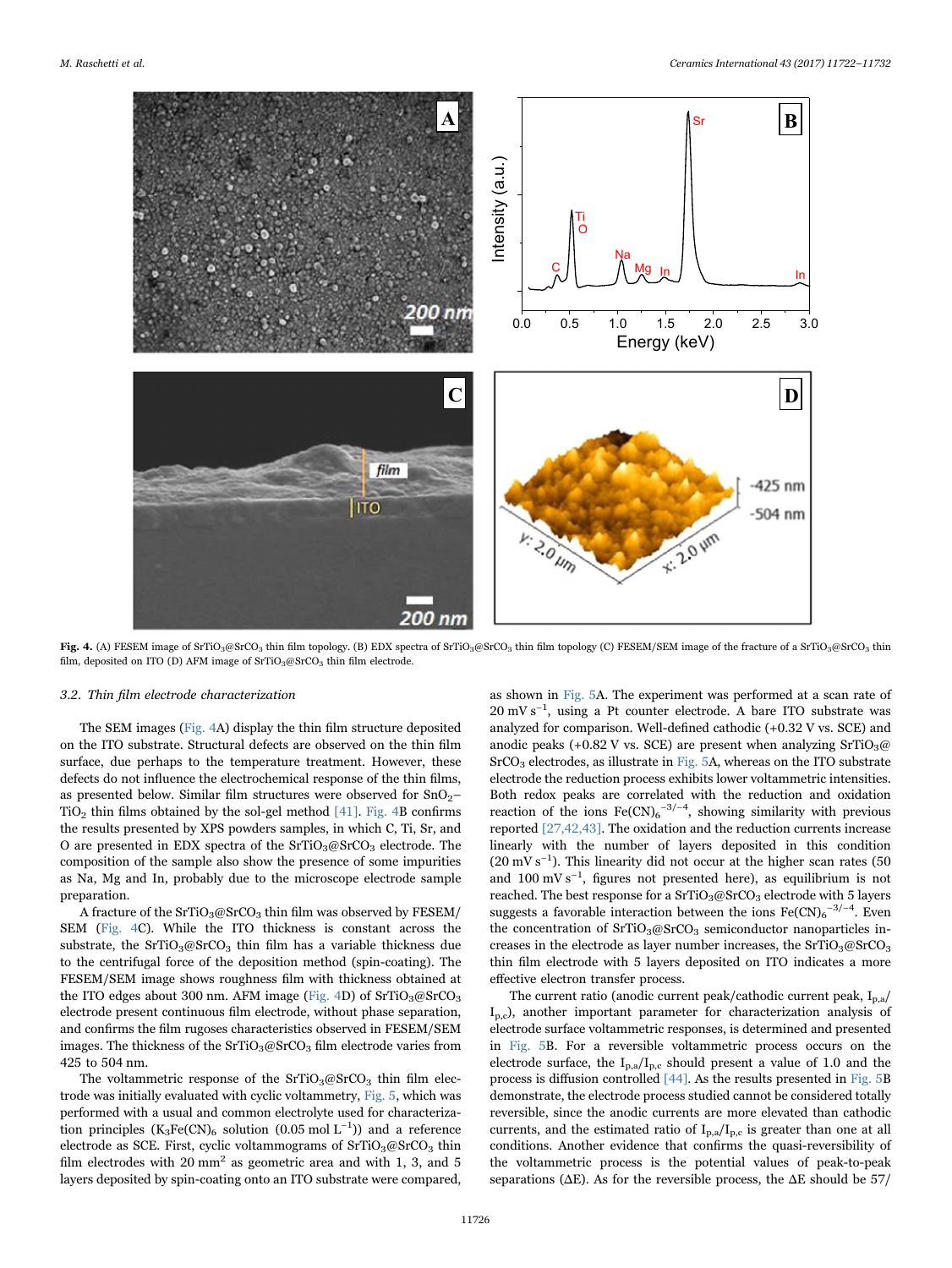**Fig. 4.** (A) FESEM image of $SrTiO_3$@$SrCO_3$ thin film topology. (B) EDX spectra of $SrTiO_3$@$SrCO_3$ thin film topology (C) FESEM/SEM image of the fracture of a $SrTiO_3$@$SrCO_3$ thin film, deposited on ITO (D) AFM image of $SrTiO_3$@$SrCO_3$ thin film electrode.

### 3.2. Thin film electrode characterization

The SEM images (Fig. 4A) display the thin film structure deposited on the ITO substrate. Structural defects are observed on the thin film surface, due perhaps to the temperature treatment. However, these defects do not influence the electrochemical response of the thin films, as presented below. Similar film structures were observed for $SnO_2$–$TiO_2$ thin films obtained by the sol-gel method [41]. Fig. 4B confirms the results presented by XPS powders samples, in which C, Ti, Sr, and O are presented in EDX spectra of the $SrTiO_3$@$SrCO_3$ electrode. The composition of the sample also show the presence of some impurities as Na, Mg and In, probably due to the microscope electrode sample preparation.

A fracture of the $SrTiO_3$@$SrCO_3$ thin film was observed by FESEM/SEM (Fig. 4C). While the ITO thickness is constant across the substrate, the $SrTiO_3$@$SrCO_3$ thin film has a variable thickness due to the centrifugal force of the deposition method (spin-coating). The FESEM/SEM image shows roughness film with thickness obtained at the ITO edges about 300 nm. AFM image (Fig. 4D) of $SrTiO_3$@$SrCO_3$ electrode present continuous film electrode, without phase separation, and confirms the film rugoses characteristics observed in FESEM/SEM images. The thickness of the $SrTiO_3$@$SrCO_3$ film electrode varies from 425 to 504 nm.

The voltammetric response of the $SrTiO_3$@$SrCO_3$ thin film electrode was initially evaluated with cyclic voltammetry, Fig. 5, which was performed with a usual and common electrolyte used for characterization principles ($K_3Fe(CN)_6$ solution (0.05 mol $L^{-1}$)) and a reference electrode as SCE. First, cyclic voltammograms of $SrTiO_3$@$SrCO_3$ thin film electrodes with 20 $mm^2$ as geometric area and with 1, 3, and 5 layers deposited by spin-coating onto an ITO substrate were compared, as shown in Fig. 5A. The experiment was performed at a scan rate of 20 mV $s^{-1}$, using a Pt counter electrode. A bare ITO substrate was analyzed for comparison. Well-defined cathodic (+0.32 V vs. SCE) and anodic peaks (+0.82 V vs. SCE) are present when analyzing $SrTiO_3$@$SrCO_3$ electrodes, as illustrate in Fig. 5A, whereas on the ITO substrate electrode the reduction process exhibits lower voltammetric intensities. Both redox peaks are correlated with the reduction and oxidation reaction of the ions $Fe(CN)_6^{-3/-4}$, showing similarity with previous reported [27,42,43]. The oxidation and the reduction currents increase linearly with the number of layers deposited in this condition (20 mV $s^{-1}$). This linearity did not occur at the higher scan rates (50 and 100 mV $s^{-1}$, figures not presented here), as equilibrium is not reached. The best response for a $SrTiO_3$@$SrCO_3$ electrode with 5 layers suggests a favorable interaction between the ions $Fe(CN)_6^{-3/-4}$. Even the concentration of $SrTiO_3$@$SrCO_3$ semiconductor nanoparticles increases in the electrode as layer number increases, the $SrTiO_3$@$SrCO_3$ thin film electrode with 5 layers deposited on ITO indicates a more effective electron transfer process.

The current ratio (anodic current peak/cathodic current peak, $I_{p,a}$/$I_{p,c}$), another important parameter for characterization analysis of electrode surface voltammetric responses, is determined and presented in Fig. 5B. For a reversible voltammetric process occurs on the electrode surface, the $I_{p,a}/I_{p,c}$ should present a value of 1.0 and the process is diffusion controlled [44]. As the results presented in Fig. 5B demonstrate, the electrode process studied cannot be considered totally reversible, since the anodic currents are more elevated than cathodic currents, and the estimated ratio of $I_{p,a}/I_{p,c}$ is greater than one at all conditions. Another evidence that confirms the quasi-reversibility of the voltammetric process is the potential values of peak-to-peak separations (ΔE). As for the reversible process, the ΔE should be 57/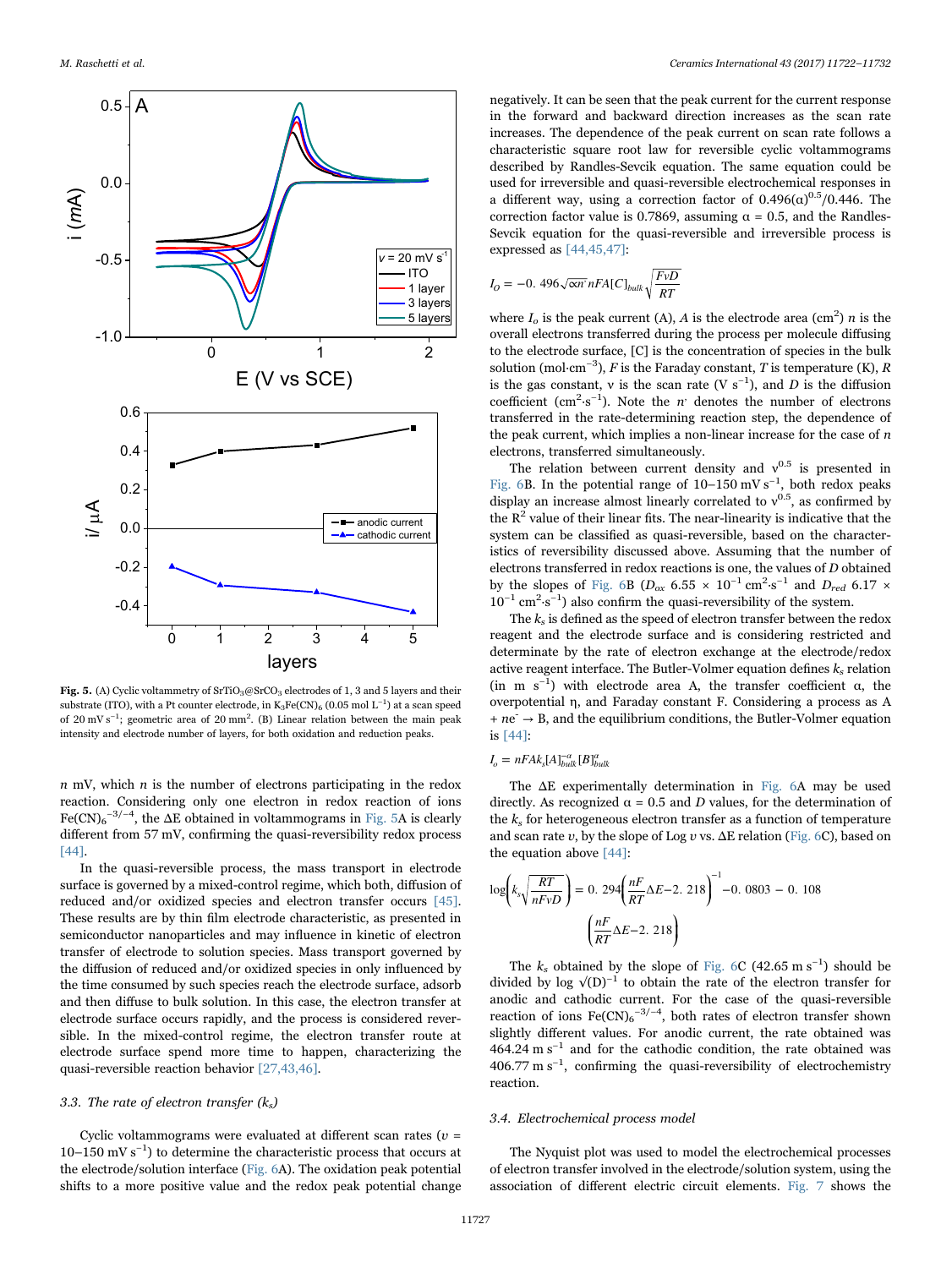**Fig. 5.** (A) Cyclic voltammetry of $SrTiO_3$@$SrCO_3$ electrodes of 1, 3 and 5 layers and their substrate (ITO), with a Pt counter electrode, in $K_3Fe(CN)_6$ (0.05 mol $L^{-1}$) at a scan speed of 20 mV $s^{-1}$; geometric area of 20 $mm^2$. (B) Linear relation between the main peak intensity and electrode number of layers, for both oxidation and reduction peaks.

$n$ mV, which $n$ is the number of electrons participating in the redox reaction. Considering only one electron in redox reaction of ions $Fe(CN)_6^{-3/-4}$, the ΔE obtained in voltammograms in Fig. 5A is clearly different from 57 mV, confirming the quasi-reversibility redox process [44].

In the quasi-reversible process, the mass transport in electrode surface is governed by a mixed-control regime, which both, diffusion of reduced and/or oxidized species and electron transfer occurs [45]. These results are by thin film electrode characteristic, as presented in semiconductor nanoparticles and may influence in kinetic of electron transfer of electrode to solution species. Mass transport governed by the diffusion of reduced and/or oxidized species in only influenced by the time consumed by such species reach the electrode surface, adsorb and then diffuse to bulk solution. In this case, the electron transfer at electrode surface occurs rapidly, and the process is considered reversible. In the mixed-control regime, the electron transfer route at electrode surface spend more time to happen, characterizing the quasi-reversible reaction behavior [27,43,46].

### 3.3. The rate of electron transfer ($k_s$)

Cyclic voltammograms were evaluated at different scan rates ($v$ = 10–150 mV $s^{-1}$) to determine the characteristic process that occurs at the electrode/solution interface (Fig. 6A). The oxidation peak potential shifts to a more positive value and the redox peak potential change negatively. It can be seen that the peak current for the current response in the forward and backward direction increases as the scan rate increases. The dependence of the peak current on scan rate follows a characteristic square root law for reversible cyclic voltammograms described by Randles-Sevcik equation. The same equation could be used for irreversible and quasi-reversible electrochemical responses in a different way, using a correction factor of $0.496(\alpha)^{0.5}/0.446$. The correction factor value is 0.7869, assuming α = 0.5, and the Randles-Sevcik equation for the quasi-reversible and irreversible process is expressed as [44,45,47]:

$$I_O = -0.\,496\sqrt{\alpha n'}\,nFA[C]_{bulk}\sqrt{\frac{F\nu D}{RT}}$$

where $I_o$ is the peak current (A), $A$ is the electrode area ($cm^2$) $n$ is the overall electrons transferred during the process per molecule diffusing to the electrode surface, [C] is the concentration of species in the bulk solution (mol·$cm^{-3}$), $F$ is the Faraday constant, $T$ is temperature (K), $R$ is the gas constant, ν is the scan rate (V $s^{-1}$), and $D$ is the diffusion coefficient ($cm^2$·$s^{-1}$). Note the $n'$ denotes the number of electrons transferred in the rate-determining reaction step, the dependence of the peak current, which implies a non-linear increase for the case of $n$ electrons, transferred simultaneously.

The relation between current density and $v^{0.5}$ is presented in Fig. 6B. In the potential range of 10–150 mV $s^{-1}$, both redox peaks display an increase almost linearly correlated to $v^{0.5}$, as confirmed by the $R^2$ value of their linear fits. The near-linearity is indicative that the system can be classified as quasi-reversible, based on the characteristics of reversibility discussed above. Assuming that the number of electrons transferred in redox reactions is one, the values of $D$ obtained by the slopes of Fig. 6B ($D_{ox}$ 6.55 × $10^{-1}$ $cm^2$·$s^{-1}$ and $D_{red}$ 6.17 × $10^{-1}$ $cm^2$·$s^{-1}$) also confirm the quasi-reversibility of the system.

The $k_s$ is defined as the speed of electron transfer between the redox reagent and the electrode surface and is considering restricted and determinate by the rate of electron exchange at the electrode/redox active reagent interface. The Butler-Volmer equation defines $k_s$ relation (in m $s^{-1}$) with electrode area A, the transfer coefficient α, the overpotential η, and Faraday constant F. Considering a process as A + $ne^-$ → B, and the equilibrium conditions, the Butler-Volmer equation is [44]:

$$I_o = nFAk_s[A]_{bulk}^{-\alpha}[B]_{bulk}^{\alpha}$$

The ΔE experimentally determination in Fig. 6A may be used directly. As recognized α = 0.5 and $D$ values, for the determination of the $k_s$ for heterogeneous electron transfer as a function of temperature and scan rate $v$, by the slope of Log $v$ vs. ΔE relation (Fig. 6C), based on the equation above [44]:

$$\log\left(k_s\sqrt{\frac{RT}{nF\nu D}}\right) = 0.\,294\left(\frac{nF}{RT}\Delta E - 2.\,218\right)^{-1} - 0.\,0803 - 0.\,108\left(\frac{nF}{RT}\Delta E - 2.\,218\right)$$

The $k_s$ obtained by the slope of Fig. 6C (42.65 m $s^{-1}$) should be divided by log $\sqrt{(D)}^{-1}$ to obtain the rate of the electron transfer for anodic and cathodic current. For the case of the quasi-reversible reaction of ions $Fe(CN)_6^{-3/-4}$, both rates of electron transfer shown slightly different values. For anodic current, the rate obtained was 464.24 m $s^{-1}$ and for the cathodic condition, the rate obtained was 406.77 m $s^{-1}$, confirming the quasi-reversibility of electrochemistry reaction.

### 3.4. Electrochemical process model

The Nyquist plot was used to model the electrochemical processes of electron transfer involved in the electrode/solution system, using the association of different electric circuit elements. Fig. 7 shows the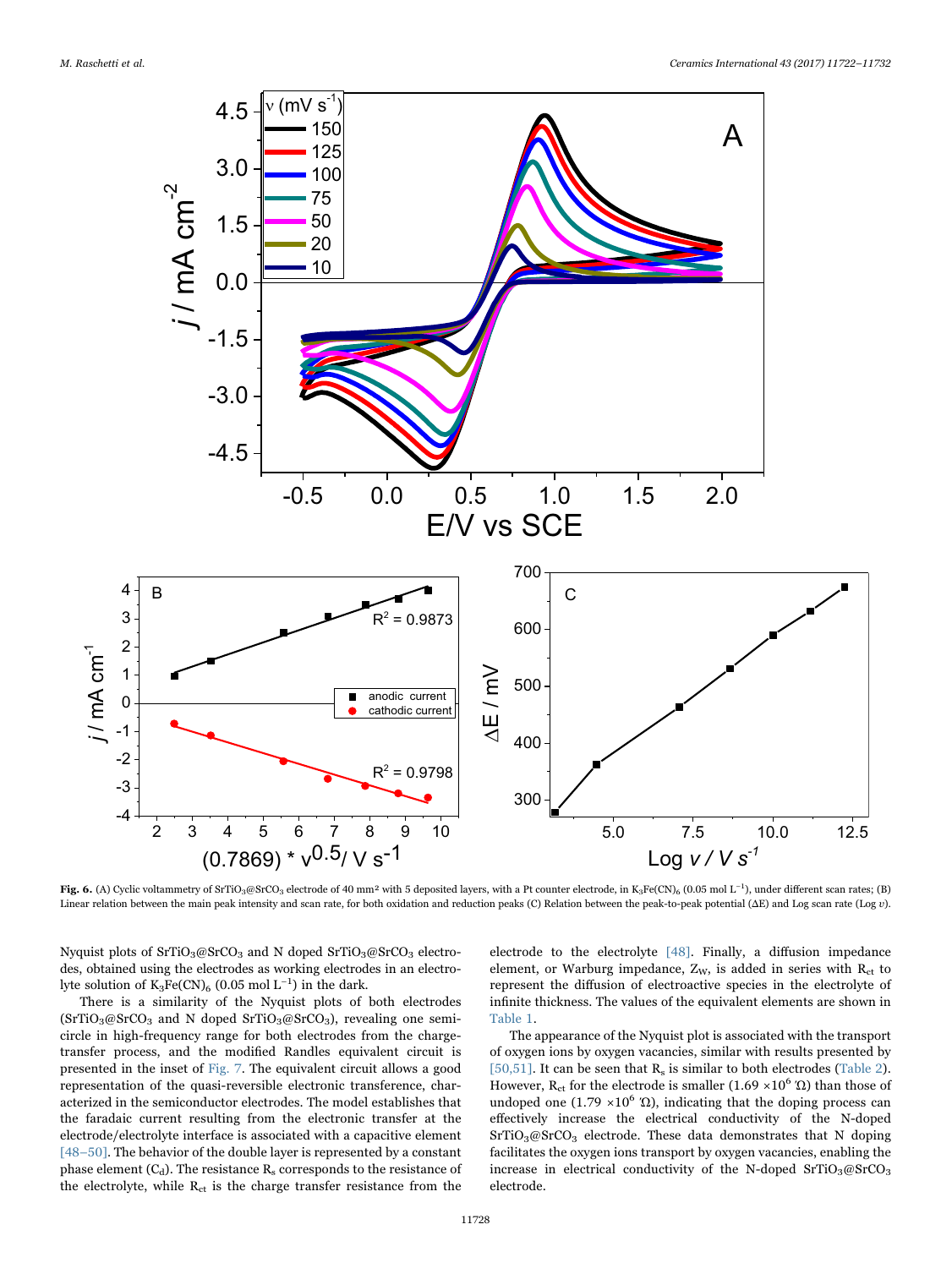**Fig. 6.** (A) Cyclic voltammetry of $SrTiO_3@SrCO_3$ electrode of 40 mm² with 5 deposited layers, with a Pt counter electrode, in $K_3Fe(CN)_6$ (0.05 mol $L^{-1}$), under different scan rates; (B) Linear relation between the main peak intensity and scan rate, for both oxidation and reduction peaks (C) Relation between the peak-to-peak potential (ΔE) and Log scan rate (Log $\upsilon$).

Nyquist plots of $SrTiO_3@SrCO_3$ and N doped $SrTiO_3@SrCO_3$ electrodes, obtained using the electrodes as working electrodes in an electrolyte solution of $K_3Fe(CN)_6$ (0.05 mol $L^{-1}$) in the dark.

There is a similarity of the Nyquist plots of both electrodes ($SrTiO_3@SrCO_3$ and N doped $SrTiO_3@SrCO_3$), revealing one semicircle in high-frequency range for both electrodes from the charge-transfer process, and the modified Randles equivalent circuit is presented in the inset of Fig. 7. The equivalent circuit allows a good representation of the quasi-reversible electronic transference, characterized in the semiconductor electrodes. The model establishes that the faradaic current resulting from the electronic transfer at the electrode/electrolyte interface is associated with a capacitive element [48–50]. The behavior of the double layer is represented by a constant phase element ($C_d$). The resistance $R_s$ corresponds to the resistance of the electrolyte, while $R_{ct}$ is the charge transfer resistance from the electrode to the electrolyte [48]. Finally, a diffusion impedance element, or Warburg impedance, $Z_W$, is added in series with $R_{ct}$ to represent the diffusion of electroactive species in the electrolyte of infinite thickness. The values of the equivalent elements are shown in Table 1.

The appearance of the Nyquist plot is associated with the transport of oxygen ions by oxygen vacancies, similar with results presented by [50,51]. It can be seen that $R_s$ is similar to both electrodes (Table 2). However, $R_{ct}$ for the electrode is smaller ($1.69 \times 10^6$ Ω) than those of undoped one ($1.79 \times 10^6$ Ω), indicating that the doping process can effectively increase the electrical conductivity of the N-doped $SrTiO_3@SrCO_3$ electrode. These data demonstrates that N doping facilitates the oxygen ions transport by oxygen vacancies, enabling the increase in electrical conductivity of the N-doped $SrTiO_3@SrCO_3$ electrode.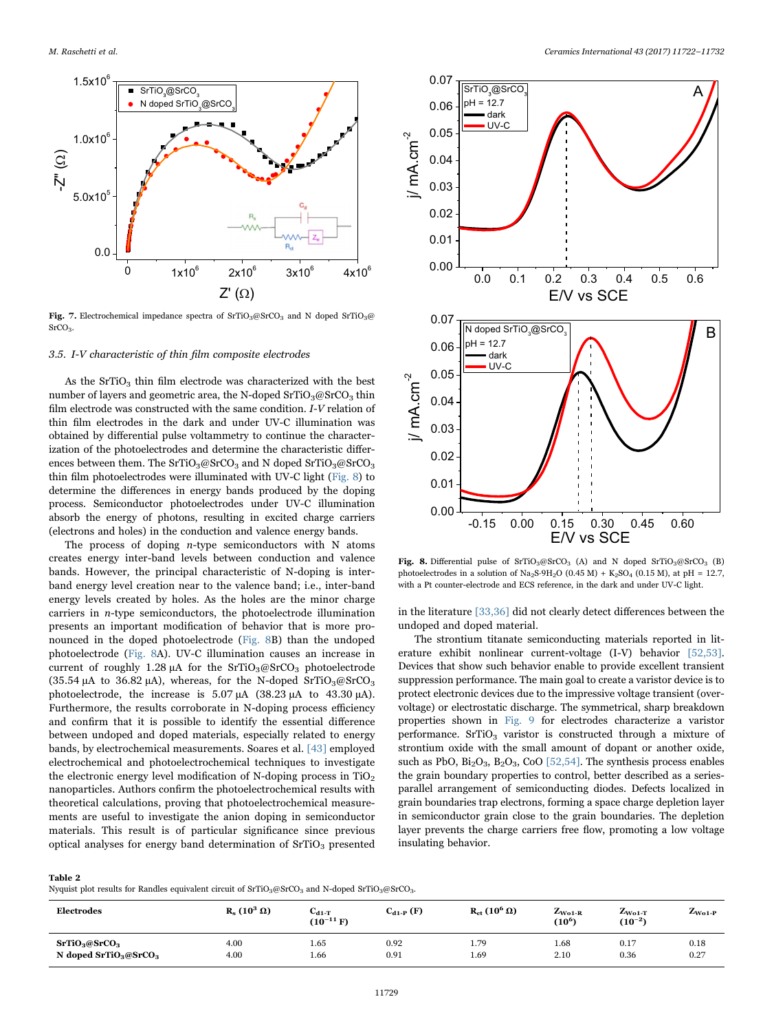Fig. 7. Electrochemical impedance spectra of $SrTiO_3@SrCO_3$ and N doped $SrTiO_3@SrCO_3$.

### 3.5. I-V characteristic of thin film composite electrodes

As the $SrTiO_3$ thin film electrode was characterized with the best number of layers and geometric area, the N-doped $SrTiO_3@SrCO_3$ thin film electrode was constructed with the same condition. *I-V* relation of thin film electrodes in the dark and under UV-C illumination was obtained by differential pulse voltammetry to continue the characterization of the photoelectrodes and determine the characteristic differences between them. The $SrTiO_3@SrCO_3$ and N doped $SrTiO_3@SrCO_3$ thin film photoelectrodes were illuminated with UV-C light (Fig. 8) to determine the differences in energy bands produced by the doping process. Semiconductor photoelectrodes under UV-C illumination absorb the energy of photons, resulting in excited charge carriers (electrons and holes) in the conduction and valence energy bands.

The process of doping *n*-type semiconductors with N atoms creates energy inter-band levels between conduction and valence bands. However, the principal characteristic of N-doping is inter-band energy level creation near to the valence band; i.e., inter-band energy levels created by holes. As the holes are the minor charge carriers in *n*-type semiconductors, the photoelectrode illumination presents an important modification of behavior that is more pronounced in the doped photoelectrode (Fig. 8B) than the undoped photoelectrode (Fig. 8A). UV-C illumination causes an increase in current of roughly 1.28 μA for the $SrTiO_3@SrCO_3$ photoelectrode (35.54 μA to 36.82 μA), whereas, for the N-doped $SrTiO_3@SrCO_3$ photoelectrode, the increase is 5.07 μA (38.23 μA to 43.30 μA). Furthermore, the results corroborate in N-doping process efficiency and confirm that it is possible to identify the essential difference between undoped and doped materials, especially related to energy bands, by electrochemical measurements. Soares et al. [43] employed electrochemical and photoelectrochemical techniques to investigate the electronic energy level modification of N-doping process in $TiO_2$ nanoparticles. Authors confirm the photoelectrochemical results with theoretical calculations, proving that photoelectrochemical measurements are useful to investigate the anion doping in semiconductor materials. This result is of particular significance since previous optical analyses for energy band determination of $SrTiO_3$ presented in the literature [33,36] did not clearly detect differences between the undoped and doped material.

Fig. 8. Differential pulse of $SrTiO_3@SrCO_3$ (A) and N doped $SrTiO_3@SrCO_3$ (B) photoelectrodes in a solution of $Na_2S \cdot 9H_2O$ (0.45 M) + $K_2SO_4$ (0.15 M), at pH = 12.7, with a Pt counter-electrode and ECS reference, in the dark and under UV-C light.

The strontium titanate semiconducting materials reported in literature exhibit nonlinear current-voltage (I-V) behavior [52,53]. Devices that show such behavior enable to provide excellent transient suppression performance. The main goal to create a varistor device is to protect electronic devices due to the impressive voltage transient (overvoltage) or electrostatic discharge. The symmetrical, sharp breakdown properties shown in Fig. 9 for electrodes characterize a varistor performance. $SrTiO_3$ varistor is constructed through a mixture of strontium oxide with the small amount of dopant or another oxide, such as PbO, $Bi_2O_3$, $B_2O_3$, CoO [52,54]. The synthesis process enables the grain boundary properties to control, better described as a series-parallel arrangement of semiconducting diodes. Defects localized in grain boundaries trap electrons, forming a space charge depletion layer in semiconductor grain close to the grain boundaries. The depletion layer prevents the charge carriers free flow, promoting a low voltage insulating behavior.

**Table 2**
Nyquist plot results for Randles equivalent circuit of $SrTiO_3@SrCO_3$ and N-doped $SrTiO_3@SrCO_3$.

| Electrodes | $R_s$ ($10^3$ Ω) | $C_{d1-T}$ ($10^{-11}$ F) | $C_{d1-P}$ (F) | $R_{ct}$ ($10^6$ Ω) | $Z_{Wo1-R}$ ($10^6$) | $Z_{Wo1-T}$ ($10^{-2}$) | $Z_{Wo1-P}$ |
|---|---|---|---|---|---|---|---|
| **$SrTiO_3@SrCO_3$** | 4.00 | 1.65 | 0.92 | 1.79 | 1.68 | 0.17 | 0.18 |
| **N doped $SrTiO_3@SrCO_3$** | 4.00 | 1.66 | 0.91 | 1.69 | 2.10 | 0.36 | 0.27 |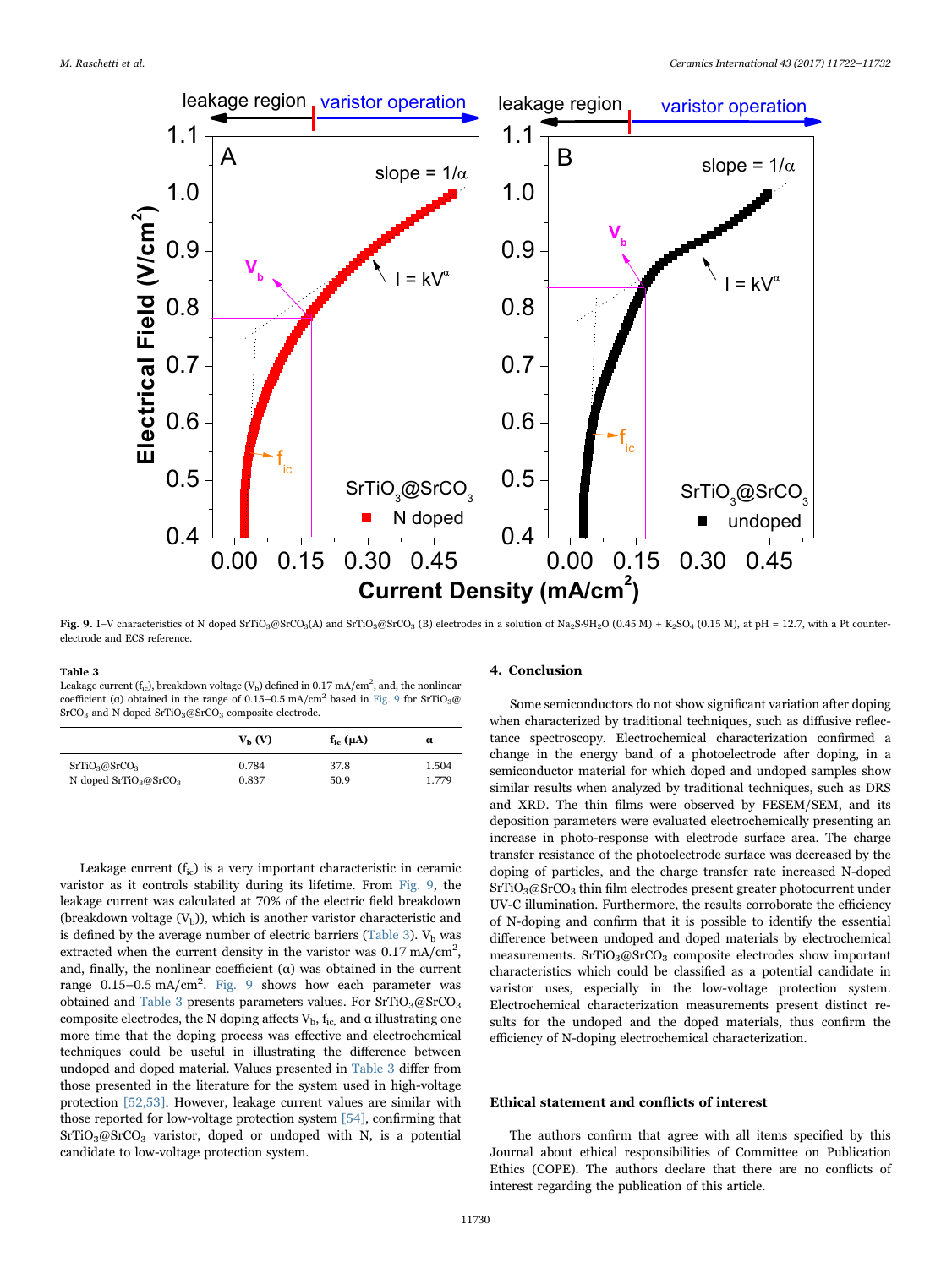**Fig. 9.** I–V characteristics of N doped $SrTiO_3@SrCO_3$(A) and $SrTiO_3@SrCO_3$ (B) electrodes in a solution of $Na_2S{\cdot}9H_2O$ (0.45 M) + $K_2SO_4$ (0.15 M), at pH = 12.7, with a Pt counter-electrode and ECS reference.

**Table 3**
Leakage current ($f_{ic}$), breakdown voltage ($V_b$) defined in 0.17 mA/cm$^2$, and, the nonlinear coefficient (α) obtained in the range of 0.15–0.5 mA/cm$^2$ based in Fig. 9 for $SrTiO_3@SrCO_3$ and N doped $SrTiO_3@SrCO_3$ composite electrode.

| | $V_b$ (V) | $f_{ic}$ (μA) | α |
|---|---|---|---|
| $SrTiO_3@SrCO_3$ | 0.784 | 37.8 | 1.504 |
| N doped $SrTiO_3@SrCO_3$ | 0.837 | 50.9 | 1.779 |

Leakage current ($f_{ic}$) is a very important characteristic in ceramic varistor as it controls stability during its lifetime. From Fig. 9, the leakage current was calculated at 70% of the electric field breakdown (breakdown voltage ($V_b$)), which is another varistor characteristic and is defined by the average number of electric barriers (Table 3). $V_b$ was extracted when the current density in the varistor was 0.17 mA/cm$^2$, and, finally, the nonlinear coefficient (α) was obtained in the current range 0.15–0.5 mA/cm$^2$. Fig. 9 shows how each parameter was obtained and Table 3 presents parameters values. For $SrTiO_3@SrCO_3$ composite electrodes, the N doping affects $V_b$, $f_{ic}$, and α illustrating one more time that the doping process was effective and electrochemical techniques could be useful in illustrating the difference between undoped and doped material. Values presented in Table 3 differ from those presented in the literature for the system used in high-voltage protection [52,53]. However, leakage current values are similar with those reported for low-voltage protection system [54], confirming that $SrTiO_3@SrCO_3$ varistor, doped or undoped with N, is a potential candidate to low-voltage protection system.

## 4. Conclusion

Some semiconductors do not show significant variation after doping when characterized by traditional techniques, such as diffusive reflectance spectroscopy. Electrochemical characterization confirmed a change in the energy band of a photoelectrode after doping, in a semiconductor material for which doped and undoped samples show similar results when analyzed by traditional techniques, such as DRS and XRD. The thin films were observed by FESEM/SEM, and its deposition parameters were evaluated electrochemically presenting an increase in photo-response with electrode surface area. The charge transfer resistance of the photoelectrode surface was decreased by the doping of particles, and the charge transfer rate increased N-doped $SrTiO_3@SrCO_3$ thin film electrodes present greater photocurrent under UV-C illumination. Furthermore, the results corroborate the efficiency of N-doping and confirm that it is possible to identify the essential difference between undoped and doped materials by electrochemical measurements. $SrTiO_3@SrCO_3$ composite electrodes show important characteristics which could be classified as a potential candidate in varistor uses, especially in the low-voltage protection system. Electrochemical characterization measurements present distinct results for the undoped and the doped materials, thus confirm the efficiency of N-doping electrochemical characterization.

## Ethical statement and conflicts of interest

The authors confirm that agree with all items specified by this Journal about ethical responsibilities of Committee on Publication Ethics (COPE). The authors declare that there are no conflicts of interest regarding the publication of this article.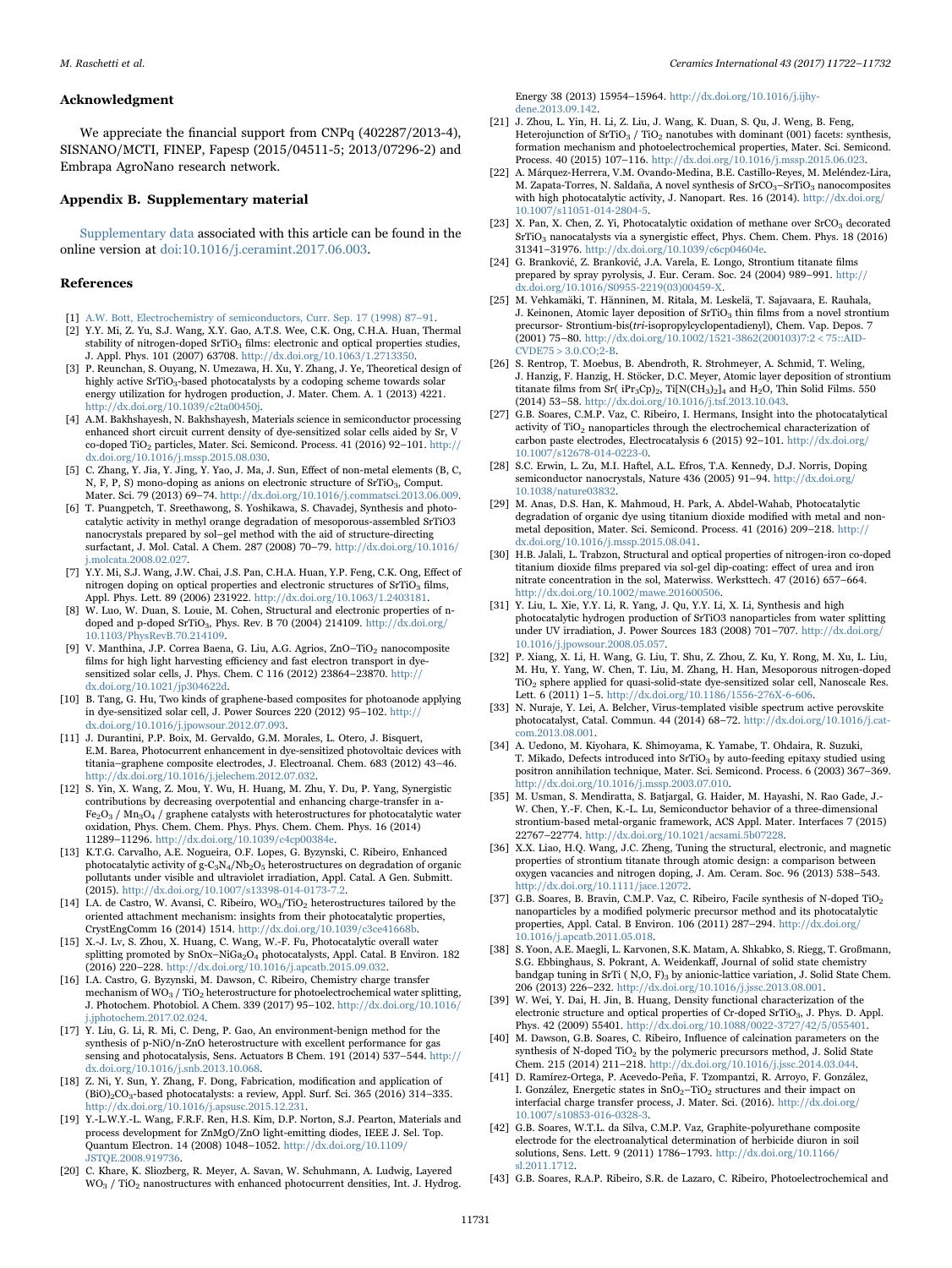## Acknowledgment

We appreciate the financial support from CNPq (402287/2013-4), SISNANO/MCTI, FINEP, Fapesp (2015/04511-5; 2013/07296-2) and Embrapa AgroNano research network.

## Appendix B. Supplementary material

Supplementary data associated with this article can be found in the online version at doi:10.1016/j.ceramint.2017.06.003.

## References

[1] A.W. Bott, Electrochemistry of semiconductors, Curr. Sep. 17 (1998) 87–91.

[2] Y.Y. Mi, Z. Yu, S.J. Wang, X.Y. Gao, A.T.S. Wee, C.K. Ong, C.H.A. Huan, Thermal stability of nitrogen-doped $SrTiO_3$ films: electronic and optical properties studies, J. Appl. Phys. 101 (2007) 63708. http://dx.doi.org/10.1063/1.2713350.

[3] P. Reunchan, S. Ouyang, N. Umezawa, H. Xu, Y. Zhang, J. Ye, Theoretical design of highly active $SrTiO_3$-based photocatalysts by a codoping scheme towards solar energy utilization for hydrogen production, J. Mater. Chem. A. 1 (2013) 4221. http://dx.doi.org/10.1039/c2ta00450j.

[4] A.M. Bakhshayesh, N. Bakhshayesh, Materials science in semiconductor processing enhanced short circuit current density of dye-sensitized solar cells aided by Sr, V co-doped $TiO_2$ particles, Mater. Sci. Semicond. Process. 41 (2016) 92–101. http://dx.doi.org/10.1016/j.mssp.2015.08.030.

[5] C. Zhang, Y. Jia, Y. Jing, Y. Yao, J. Ma, J. Sun, Effect of non-metal elements (B, C, N, F, P, S) mono-doping as anions on electronic structure of $SrTiO_3$, Comput. Mater. Sci. 79 (2013) 69–74. http://dx.doi.org/10.1016/j.commatsci.2013.06.009.

[6] T. Puangpetch, T. Sreethawong, S. Yoshikawa, S. Chavadej, Synthesis and photocatalytic activity in methyl orange degradation of mesoporous-assembled SrTiO3 nanocrystals prepared by sol–gel method with the aid of structure-directing surfactant, J. Mol. Catal. A Chem. 287 (2008) 70–79. http://dx.doi.org/10.1016/j.molcata.2008.02.027.

[7] Y.Y. Mi, S.J. Wang, J.W. Chai, J.S. Pan, C.H.A. Huan, Y.P. Feng, C.K. Ong, Effect of nitrogen doping on optical properties and electronic structures of $SrTiO_3$ films, Appl. Phys. Lett. 89 (2006) 231922. http://dx.doi.org/10.1063/1.2403181.

[8] W. Luo, W. Duan, S. Louie, M. Cohen, Structural and electronic properties of n-doped and p-doped $SrTiO_3$, Phys. Rev. B 70 (2004) 214109. http://dx.doi.org/10.1103/PhysRevB.70.214109.

[9] V. Manthina, J.P. Correa Baena, G. Liu, A.G. Agrios, ZnO–$TiO_2$ nanocomposite films for high light harvesting efficiency and fast electron transport in dye-sensitized solar cells, J. Phys. Chem. C 116 (2012) 23864–23870. http://dx.doi.org/10.1021/jp304622d.

[10] B. Tang, G. Hu, Two kinds of graphene-based composites for photoanode applying in dye-sensitized solar cell, J. Power Sources 220 (2012) 95–102. http://dx.doi.org/10.1016/j.jpowsour.2012.07.093.

[11] J. Durantini, P.P. Boix, M. Gervaldo, G.M. Morales, L. Otero, J. Bisquert, E.M. Barea, Photocurrent enhancement in dye-sensitized photovoltaic devices with titania–graphene composite electrodes, J. Electroanal. Chem. 683 (2012) 43–46. http://dx.doi.org/10.1016/j.jelechem.2012.07.032.

[12] S. Yin, X. Wang, Z. Mou, Y. Wu, H. Huang, M. Zhu, Y. Du, P. Yang, Synergistic contributions by decreasing overpotential and enhancing charge-transfer in a-$Fe_2O_3$ / $Mn_3O_4$ / graphene catalysts with heterostructures for photocatalytic water oxidation, Phys. Chem. Chem. Phys. Phys. Chem. Chem. Phys. 16 (2014) 11289–11296. http://dx.doi.org/10.1039/c4cp00384e.

[13] K.T.G. Carvalho, A.E. Nogueira, O.F. Lopes, G. Byzynski, C. Ribeiro, Enhanced photocatalytic activity of g-$C_3N_4$/$Nb_2O_5$ heterostructures on degradation of organic pollutants under visible and ultraviolet irradiation, Appl. Catal. A Gen. Submitt. (2015). http://dx.doi.org/10.1007/s13398-014-0173-7.2.

[14] I.A. de Castro, W. Avansi, C. Ribeiro, $WO_3$/$TiO_2$ heterostructures tailored by the oriented attachment mechanism: insights from their photocatalytic properties, CrystEngComm 16 (2014) 1514. http://dx.doi.org/10.1039/c3ce41668b.

[15] X.-J. Lv, S. Zhou, X. Huang, C. Wang, W.-F. Fu, Photocatalytic overall water splitting promoted by SnOx–$NiGa_2O_4$ photocatalysts, Appl. Catal. B Environ. 182 (2016) 220–228. http://dx.doi.org/10.1016/j.apcatb.2015.09.032.

[16] I.A. Castro, G. Byzynski, M. Dawson, C. Ribeiro, Chemistry charge transfer mechanism of $WO_3$ / $TiO_2$ heterostructure for photoelectrochemical water splitting, J. Photochem. Photobiol. A Chem. 339 (2017) 95–102. http://dx.doi.org/10.1016/j.jphotochem.2017.02.024.

[17] Y. Liu, G. Li, R. Mi, C. Deng, P. Gao, An environment-benign method for the synthesis of p-NiO/n-ZnO heterostructure with excellent performance for gas sensing and photocatalysis, Sens. Actuators B Chem. 191 (2014) 537–544. http://dx.doi.org/10.1016/j.snb.2013.10.068.

[18] Z. Ni, Y. Sun, Y. Zhang, F. Dong, Fabrication, modification and application of $(BiO)_2CO_3$-based photocatalysts: a review, Appl. Surf. Sci. 365 (2016) 314–335. http://dx.doi.org/10.1016/j.apsusc.2015.12.231.

[19] Y.-L.W.Y.-L. Wang, F.R.F. Ren, H.S. Kim, D.P. Norton, S.J. Pearton, Materials and process development for ZnMgO/ZnO light-emitting diodes, IEEE J. Sel. Top. Quantum Electron. 14 (2008) 1048–1052. http://dx.doi.org/10.1109/JSTQE.2008.919736.

[20] C. Khare, K. Sliozberg, R. Meyer, A. Savan, W. Schuhmann, A. Ludwig, Layered $WO_3$ / $TiO_2$ nanostructures with enhanced photocurrent densities, Int. J. Hydrog. Energy 38 (2013) 15954–15964. http://dx.doi.org/10.1016/j.ijhydene.2013.09.142.

[21] J. Zhou, L. Yin, H. Li, Z. Liu, J. Wang, K. Duan, S. Qu, J. Weng, B. Feng, Heterojunction of $SrTiO_3$ / $TiO_2$ nanotubes with dominant (001) facets: synthesis, formation mechanism and photoelectrochemical properties, Mater. Sci. Semicond. Process. 40 (2015) 107–116. http://dx.doi.org/10.1016/j.mssp.2015.06.023.

[22] A. Márquez-Herrera, V.M. Ovando-Medina, B.E. Castillo-Reyes, M. Meléndez-Lira, M. Zapata-Torres, N. Saldaña, A novel synthesis of $SrCO_3$–$SrTiO_3$ nanocomposites with high photocatalytic activity, J. Nanopart. Res. 16 (2014). http://dx.doi.org/10.1007/s11051-014-2804-5.

[23] X. Pan, X. Chen, Z. Yi, Photocatalytic oxidation of methane over $SrCO_3$ decorated $SrTiO_3$ nanocatalysts via a synergistic effect, Phys. Chem. Chem. Phys. 18 (2016) 31341–31976. http://dx.doi.org/10.1039/c6cp04604e.

[24] G. Branković, Z. Branković, J.A. Varela, E. Longo, Strontium titanate films prepared by spray pyrolysis, J. Eur. Ceram. Soc. 24 (2004) 989–991. http://dx.doi.org/10.1016/S0955-2219(03)00459-X.

[25] M. Vehkamäki, T. Hänninen, M. Ritala, M. Leskelä, T. Sajavaara, E. Rauhala, J. Keinonen, Atomic layer deposition of $SrTiO_3$ thin films from a novel strontium precursor- Strontium-bis(*tri*-isopropylcyclopentadienyl), Chem. Vap. Depos. 7 (2001) 75–80. http://dx.doi.org/10.1002/1521-3862(200103)7:2 < 75::AID-CVDE75 > 3.0.CO;2-B.

[26] S. Rentrop, T. Moebus, B. Abendroth, R. Strohmeyer, A. Schmid, T. Weling, J. Hanzig, F. Hanzig, H. Stöcker, D.C. Meyer, Atomic layer deposition of strontium titanate films from Sr( $iPr_3Cp)_2$, $Ti[N(CH_3)_2]_4$ and $H_2O$, Thin Solid Films. 550 (2014) 53–58. http://dx.doi.org/10.1016/j.tsf.2013.10.043.

[27] G.B. Soares, C.M.P. Vaz, C. Ribeiro, I. Hermans, Insight into the photocatalytical activity of $TiO_2$ nanoparticles through the electrochemical characterization of carbon paste electrodes, Electrocatalysis 6 (2015) 92–101. http://dx.doi.org/10.1007/s12678-014-0223-0.

[28] S.C. Erwin, L. Zu, M.I. Haftel, A.L. Efros, T.A. Kennedy, D.J. Norris, Doping semiconductor nanocrystals, Nature 436 (2005) 91–94. http://dx.doi.org/10.1038/nature03832.

[29] M. Anas, D.S. Han, K. Mahmoud, H. Park, A. Abdel-Wahab, Photocatalytic degradation of organic dye using titanium dioxide modified with metal and non-metal deposition, Mater. Sci. Semicond. Process. 41 (2016) 209–218. http://dx.doi.org/10.1016/j.mssp.2015.08.041.

[30] H.B. Jalali, L. Trabzon, Structural and optical properties of nitrogen-iron co-doped titanium dioxide films prepared via sol-gel dip-coating: effect of urea and iron nitrate concentration in the sol, Materwiss. Werksttech. 47 (2016) 657–664. http://dx.doi.org/10.1002/mawe.201600506.

[31] Y. Liu, L. Xie, Y.Y. Li, R. Yang, J. Qu, Y.Y. Li, X. Li, Synthesis and high photocatalytic hydrogen production of SrTiO3 nanoparticles from water splitting under UV irradiation, J. Power Sources 183 (2008) 701–707. http://dx.doi.org/10.1016/j.jpowsour.2008.05.057.

[32] P. Xiang, X. Li, H. Wang, G. Liu, T. Shu, Z. Zhou, Z. Ku, Y. Rong, M. Xu, L. Liu, M. Hu, Y. Yang, W. Chen, T. Liu, M. Zhang, H. Han, Mesoporous nitrogen-doped $TiO_2$ sphere applied for quasi-solid-state dye-sensitized solar cell, Nanoscale Res. Lett. 6 (2011) 1–5. http://dx.doi.org/10.1186/1556-276X-6-606.

[33] N. Nuraje, Y. Lei, A. Belcher, Virus-templated visible spectrum active perovskite photocatalyst, Catal. Commun. 44 (2014) 68–72. http://dx.doi.org/10.1016/j.catcom.2013.08.001.

[34] A. Uedono, M. Kiyohara, K. Shimoyama, K. Yamabe, T. Ohdaira, R. Suzuki, T. Mikado, Defects introduced into $SrTiO_3$ by auto-feeding epitaxy studied using positron annihilation technique, Mater. Sci. Semicond. Process. 6 (2003) 367–369. http://dx.doi.org/10.1016/j.mssp.2003.07.010.

[35] M. Usman, S. Mendiratta, S. Batjargal, G. Haider, M. Hayashi, N. Rao Gade, J.-W. Chen, Y.-F. Chen, K.-L. Lu, Semiconductor behavior of a three-dimensional strontium-based metal-organic framework, ACS Appl. Mater. Interfaces 7 (2015) 22767–22774. http://dx.doi.org/10.1021/acsami.5b07228.

[36] X.X. Liao, H.Q. Wang, J.C. Zheng, Tuning the structural, electronic, and magnetic properties of strontium titanate through atomic design: a comparison between oxygen vacancies and nitrogen doping, J. Am. Ceram. Soc. 96 (2013) 538–543. http://dx.doi.org/10.1111/jace.12072.

[37] G.B. Soares, B. Bravin, C.M.P. Vaz, C. Ribeiro, Facile synthesis of N-doped $TiO_2$ nanoparticles by a modified polymeric precursor method and its photocatalytic properties, Appl. Catal. B Environ. 106 (2011) 287–294. http://dx.doi.org/10.1016/j.apcatb.2011.05.018.

[38] S. Yoon, A.E. Maegli, L. Karvonen, S.K. Matam, A. Shkabko, S. Riegg, T. Großmann, S.G. Ebbinghaus, S. Pokrant, A. Weidenkaff, Journal of solid state chemistry bandgap tuning in SrTi ( N,O, F)$_3$ by anionic-lattice variation, J. Solid State Chem. 206 (2013) 226–232. http://dx.doi.org/10.1016/j.jssc.2013.08.001.

[39] W. Wei, Y. Dai, H. Jin, B. Huang, Density functional characterization of the electronic structure and optical properties of Cr-doped $SrTiO_3$, J. Phys. D. Appl. Phys. 42 (2009) 55401. http://dx.doi.org/10.1088/0022-3727/42/5/055401.

[40] M. Dawson, G.B. Soares, C. Ribeiro, Influence of calcination parameters on the synthesis of N-doped $TiO_2$ by the polymeric precursors method, J. Solid State Chem. 215 (2014) 211–218. http://dx.doi.org/10.1016/j.jssc.2014.03.044.

[41] D. Ramírez-Ortega, P. Acevedo-Peña, F. Tzompantzi, R. Arroyo, F. González, I. González, Energetic states in $SnO_2$–$TiO_2$ structures and their impact on interfacial charge transfer process, J. Mater. Sci. (2016). http://dx.doi.org/10.1007/s10853-016-0328-3.

[42] G.B. Soares, W.T.L. da Silva, C.M.P. Vaz, Graphite-polyurethane composite electrode for the electroanalytical determination of herbicide diuron in soil solutions, Sens. Lett. 9 (2011) 1786–1793. http://dx.doi.org/10.1166/sl.2011.1712.

[43] G.B. Soares, R.A.P. Ribeiro, S.R. de Lazaro, C. Ribeiro, Photoelectrochemical and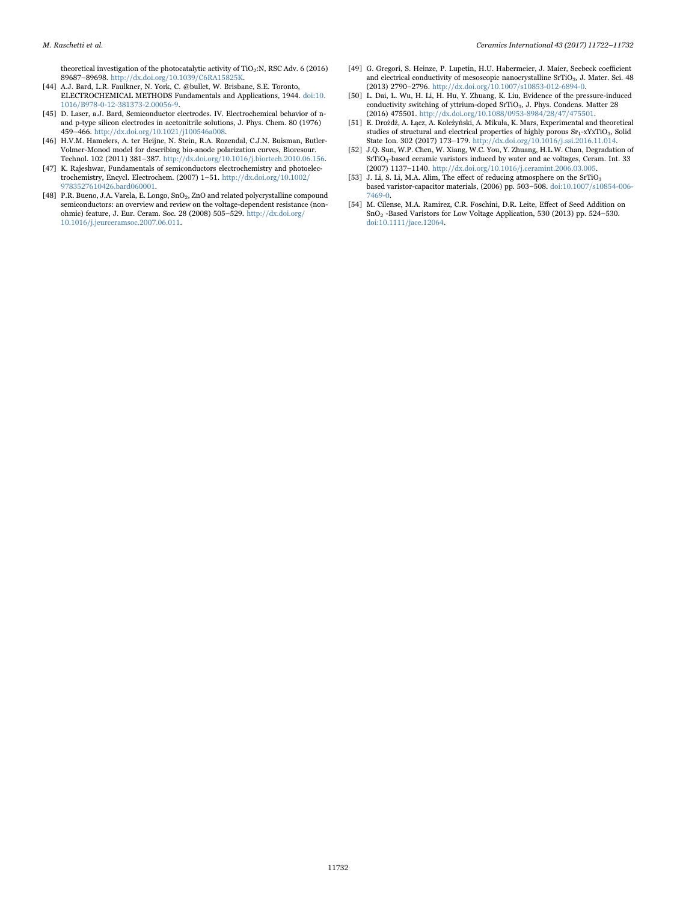theoretical investigation of the photocatalytic activity of $TiO_2$:N, RSC Adv. 6 (2016) 89687–89698. http://dx.doi.org/10.1039/C6RA15825K.

[44] A.J. Bard, L.R. Faulkner, N. York, C. @bullet, W. Brisbane, S.E. Toronto, ELECTROCHEMICAL METHODS Fundamentals and Applications, 1944. doi:10.1016/B978-0-12-381373-2.00056-9.

[45] D. Laser, a.J. Bard, Semiconductor electrodes. IV. Electrochemical behavior of n- and p-type silicon electrodes in acetonitrile solutions, J. Phys. Chem. 80 (1976) 459–466. http://dx.doi.org/10.1021/j100546a008.

[46] H.V.M. Hamelers, A. ter Heijne, N. Stein, R.A. Rozendal, C.J.N. Buisman, Butler-Volmer-Monod model for describing bio-anode polarization curves, Bioresour. Technol. 102 (2011) 381–387. http://dx.doi.org/10.1016/j.biortech.2010.06.156.

[47] K. Rajeshwar, Fundamentals of semiconductors electrochemistry and photoelectrochemistry, Encycl. Electrochem. (2007) 1–51. http://dx.doi.org/10.1002/9783527610426.bard060001.

[48] P.R. Bueno, J.A. Varela, E. Longo, $SnO_2$, ZnO and related polycrystalline compound semiconductors: an overview and review on the voltage-dependent resistance (non-ohmic) feature, J. Eur. Ceram. Soc. 28 (2008) 505–529. http://dx.doi.org/10.1016/j.jeurceramsoc.2007.06.011.

[49] G. Gregori, S. Heinze, P. Lupetin, H.U. Habermeier, J. Maier, Seebeck coefficient and electrical conductivity of mesoscopic nanocrystalline $SrTiO_3$, J. Mater. Sci. 48 (2013) 2790–2796. http://dx.doi.org/10.1007/s10853-012-6894-0.

[50] L. Dai, L. Wu, H. Li, H. Hu, Y. Zhuang, K. Liu, Evidence of the pressure-induced conductivity switching of yttrium-doped $SrTiO_3$, J. Phys. Condens. Matter 28 (2016) 475501. http://dx.doi.org/10.1088/0953-8984/28/47/475501.

[51] E. Drożdż, A. Łącz, A. Koleżyński, A. Mikuła, K. Mars, Experimental and theoretical studies of structural and electrical properties of highly porous $Sr_1$-xYxTiO$_3$, Solid State Ion. 302 (2017) 173–179. http://dx.doi.org/10.1016/j.ssi.2016.11.014.

[52] J.Q. Sun, W.P. Chen, W. Xiang, W.C. You, Y. Zhuang, H.L.W. Chan, Degradation of $SrTiO_3$-based ceramic varistors induced by water and ac voltages, Ceram. Int. 33 (2007) 1137–1140. http://dx.doi.org/10.1016/j.ceramint.2006.03.005.

[53] J. Li, S. Li, M.A. Alim, The effect of reducing atmosphere on the $SrTiO_3$ based varistor-capacitor materials, (2006) pp. 503–508. doi:10.1007/s10854-006-7469-0.

[54] M. Cilense, M.A. Ramirez, C.R. Foschini, D.R. Leite, Effect of Seed Addition on $SnO_2$ -Based Varistors for Low Voltage Application, 530 (2013) pp. 524–530. doi:10.1111/jace.12064.